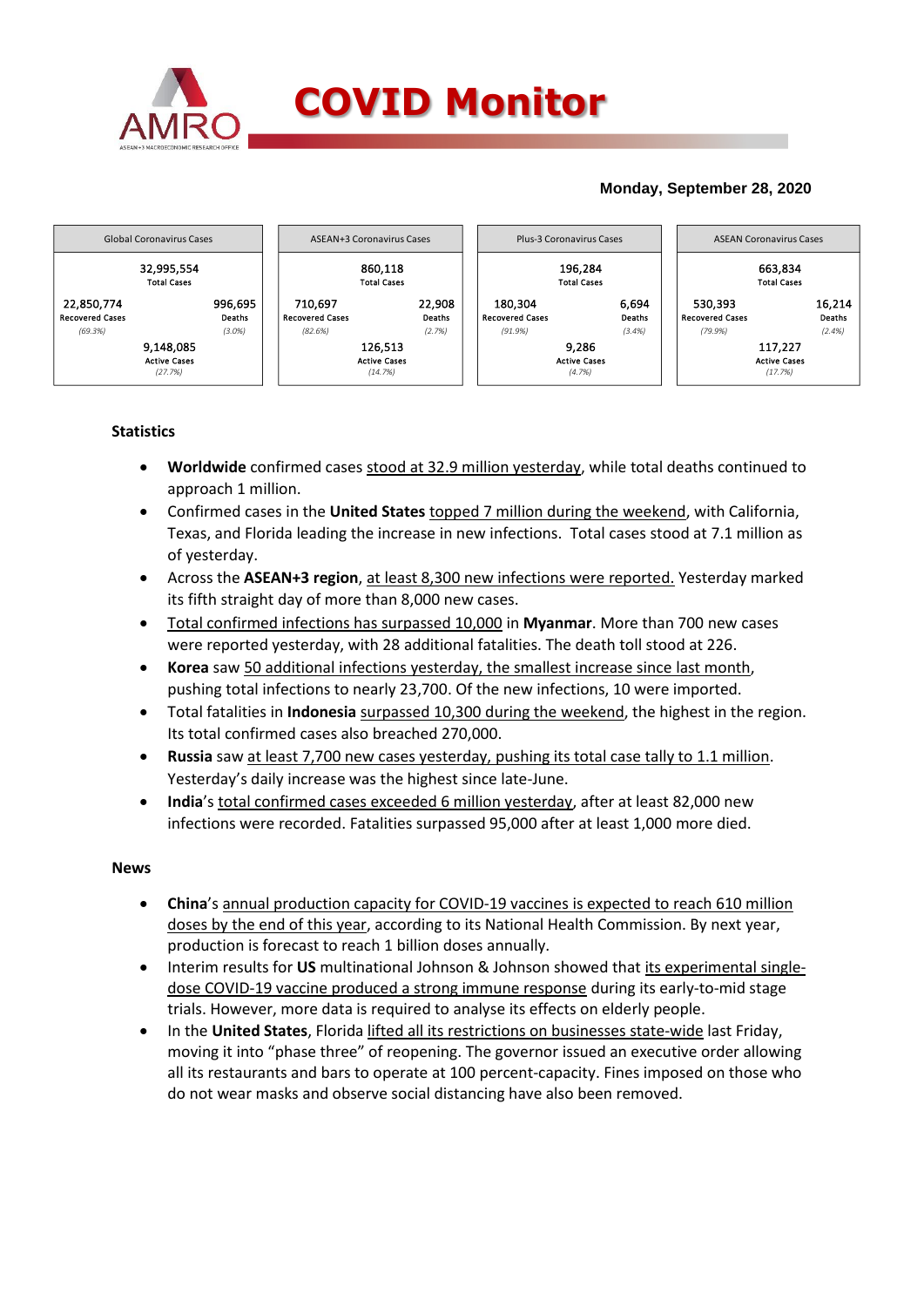# COVID Monitor

**Monday, September 28, 2020**

| Global Coronavirus Cases | | ASEAN+3 Coronavirus Cases | | Plus-3 Coronavirus Cases | | ASEAN Coronavirus Cases | |
|---|---|---|---|---|---|---|---|
| 32,995,554 Total Cases | | 860,118 Total Cases | | 196,284 Total Cases | | 663,834 Total Cases | |
| 22,850,774 Recovered Cases (69.3%) | 996,695 Deaths (3.0%) | 710,697 Recovered Cases (82.6%) | 22,908 Deaths (2.7%) | 180,304 Recovered Cases (91.9%) | 6,694 Deaths (3.4%) | 530,393 Recovered Cases (79.9%) | 16,214 Deaths (2.4%) |
| 9,148,085 Active Cases (27.7%) | | 126,513 Active Cases (14.7%) | | 9,286 Active Cases (4.7%) | | 117,227 Active Cases (17.7%) | |

**Statistics**

- **Worldwide** confirmed cases stood at 32.9 million yesterday, while total deaths continued to approach 1 million.
- Confirmed cases in the **United States** topped 7 million during the weekend, with California, Texas, and Florida leading the increase in new infections. Total cases stood at 7.1 million as of yesterday.
- Across the **ASEAN+3 region**, at least 8,300 new infections were reported. Yesterday marked its fifth straight day of more than 8,000 new cases.
- Total confirmed infections has surpassed 10,000 in **Myanmar**. More than 700 new cases were reported yesterday, with 28 additional fatalities. The death toll stood at 226.
- **Korea** saw 50 additional infections yesterday, the smallest increase since last month, pushing total infections to nearly 23,700. Of the new infections, 10 were imported.
- Total fatalities in **Indonesia** surpassed 10,300 during the weekend, the highest in the region. Its total confirmed cases also breached 270,000.
- **Russia** saw at least 7,700 new cases yesterday, pushing its total case tally to 1.1 million. Yesterday's daily increase was the highest since late-June.
- **India**'s total confirmed cases exceeded 6 million yesterday, after at least 82,000 new infections were recorded. Fatalities surpassed 95,000 after at least 1,000 more died.

**News**

- **China**'s annual production capacity for COVID-19 vaccines is expected to reach 610 million doses by the end of this year, according to its National Health Commission. By next year, production is forecast to reach 1 billion doses annually.
- Interim results for **US** multinational Johnson & Johnson showed that its experimental single-dose COVID-19 vaccine produced a strong immune response during its early-to-mid stage trials. However, more data is required to analyse its effects on elderly people.
- In the **United States**, Florida lifted all its restrictions on businesses state-wide last Friday, moving it into "phase three" of reopening. The governor issued an executive order allowing all its restaurants and bars to operate at 100 percent-capacity. Fines imposed on those who do not wear masks and observe social distancing have also been removed.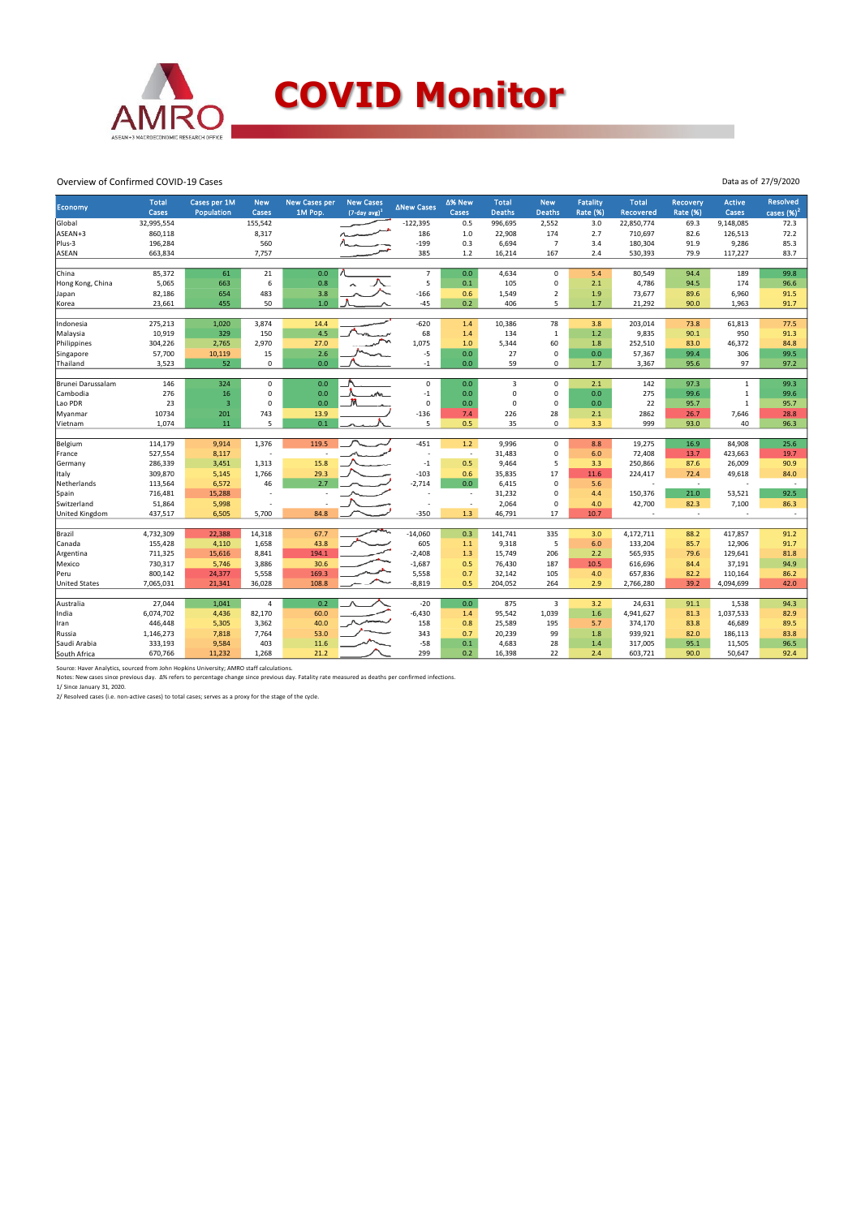# COVID Monitor

Overview of Confirmed COVID-19 Cases

Data as of 27/9/2020

| Economy | Total Cases | Cases per 1M Population | New Cases | New Cases per 1M Pop. | New Cases (7-day avg)[1] | ΔNew Cases | Δ% New Cases | Total Deaths | New Deaths | Fatality Rate (%) | Total Recovered | Recovery Rate (%) | Active Cases | Resolved cases (%)[2] |
|---|---|---|---|---|---|---|---|---|---|---|---|---|---|---|
| Global | 32,995,554 | | 155,542 | | | -122,395 | 0.5 | 996,695 | 2,552 | 3.0 | 22,850,774 | 69.3 | 9,148,085 | 72.3 |
| ASEAN+3 | 860,118 | | 8,317 | | | 186 | 1.0 | 22,908 | 174 | 2.7 | 710,697 | 82.6 | 126,513 | 72.2 |
| Plus-3 | 196,284 | | 560 | | | -199 | 0.3 | 6,694 | 7 | 3.4 | 180,304 | 91.9 | 9,286 | 85.3 |
| ASEAN | 663,834 | | 7,757 | | | 385 | 1.2 | 16,214 | 167 | 2.4 | 530,393 | 79.9 | 117,227 | 83.7 |
| | | | | | | | | | | | | | | |
| China | 85,372 | 61 | 21 | 0.0 | | 7 | 0.0 | 4,634 | 0 | 5.4 | 80,549 | 94.4 | 189 | 99.8 |
| Hong Kong, China | 5,065 | 663 | 6 | 0.8 | | 5 | 0.1 | 105 | 0 | 2.1 | 4,786 | 94.5 | 174 | 96.6 |
| Japan | 82,186 | 654 | 483 | 3.8 | | -166 | 0.6 | 1,549 | 2 | 1.9 | 73,677 | 89.6 | 6,960 | 91.5 |
| Korea | 23,661 | 455 | 50 | 1.0 | | -45 | 0.2 | 406 | 5 | 1.7 | 21,292 | 90.0 | 1,963 | 91.7 |
| | | | | | | | | | | | | | | |
| Indonesia | 275,213 | 1,020 | 3,874 | 14.4 | | -620 | 1.4 | 10,386 | 78 | 3.8 | 203,014 | 73.8 | 61,813 | 77.5 |
| Malaysia | 10,919 | 329 | 150 | 4.5 | | 68 | 1.4 | 134 | 1 | 1.2 | 9,835 | 90.1 | 950 | 91.3 |
| Philippines | 304,226 | 2,765 | 2,970 | 27.0 | | 1,075 | 1.0 | 5,344 | 60 | 1.8 | 252,510 | 83.0 | 46,372 | 84.8 |
| Singapore | 57,700 | 10,119 | 15 | 2.6 | | -5 | 0.0 | 27 | 0 | 0.0 | 57,367 | 99.4 | 306 | 99.5 |
| Thailand | 3,523 | 52 | 0 | 0.0 | | -1 | 0.0 | 59 | 0 | 1.7 | 3,367 | 95.6 | 97 | 97.2 |
| | | | | | | | | | | | | | | |
| Brunei Darussalam | 146 | 324 | 0 | 0.0 | | 0 | 0.0 | 3 | 0 | 2.1 | 142 | 97.3 | 1 | 99.3 |
| Cambodia | 276 | 16 | 0 | 0.0 | | -1 | 0.0 | 0 | 0 | 0.0 | 275 | 99.6 | 1 | 99.6 |
| Lao PDR | 23 | 3 | 0 | 0.0 | | 0 | 0.0 | 0 | 0 | 0.0 | 22 | 95.7 | 1 | 95.7 |
| Myanmar | 10734 | 201 | 743 | 13.9 | | -136 | 7.4 | 226 | 28 | 2.1 | 2862 | 26.7 | 7,646 | 28.8 |
| Vietnam | 1,074 | 11 | 5 | 0.1 | | 5 | 0.5 | 35 | 0 | 3.3 | 999 | 93.0 | 40 | 96.3 |
| | | | | | | | | | | | | | | |
| Belgium | 114,179 | 9,914 | 1,376 | 119.5 | | -451 | 1.2 | 9,996 | 0 | 8.8 | 19,275 | 16.9 | 84,908 | 25.6 |
| France | 527,554 | 8,117 | - | - | | - | - | 31,483 | 0 | 6.0 | 72,408 | 13.7 | 423,663 | 19.7 |
| Germany | 286,339 | 3,451 | 1,313 | 15.8 | | -1 | 0.5 | 9,464 | 5 | 3.3 | 250,866 | 87.6 | 26,009 | 90.9 |
| Italy | 309,870 | 5,145 | 1,766 | 29.3 | | -103 | 0.6 | 35,835 | 17 | 11.6 | 224,417 | 72.4 | 49,618 | 84.0 |
| Netherlands | 113,564 | 6,572 | 46 | 2.7 | | -2,714 | 0.0 | 6,415 | 0 | 5.6 | - | - | - | - |
| Spain | 716,481 | 15,288 | - | - | | - | - | 31,232 | 0 | 4.4 | 150,376 | 21.0 | 53,521 | 92.5 |
| Switzerland | 51,864 | 5,998 | - | - | | - | - | 2,064 | 0 | 4.0 | 42,700 | 82.3 | 7,100 | 86.3 |
| United Kingdom | 437,517 | 6,505 | 5,700 | 84.8 | | -350 | 1.3 | 46,791 | 17 | 10.7 | - | - | - | - |
| | | | | | | | | | | | | | | |
| Brazil | 4,732,309 | 22,388 | 14,318 | 67.7 | | -14,060 | 0.3 | 141,741 | 335 | 3.0 | 4,172,711 | 88.2 | 417,857 | 91.2 |
| Canada | 155,428 | 4,110 | 1,658 | 43.8 | | 605 | 1.1 | 9,318 | 5 | 6.0 | 133,204 | 85.7 | 12,906 | 91.7 |
| Argentina | 711,325 | 15,616 | 8,841 | 194.1 | | -2,408 | 1.3 | 15,749 | 206 | 2.2 | 565,935 | 79.6 | 129,641 | 81.8 |
| Mexico | 730,317 | 5,746 | 3,886 | 30.6 | | -1,687 | 0.5 | 76,430 | 187 | 10.5 | 616,696 | 84.4 | 37,191 | 94.9 |
| Peru | 800,142 | 24,377 | 5,558 | 169.3 | | 5,558 | 0.7 | 32,142 | 105 | 4.0 | 657,836 | 82.2 | 110,164 | 86.2 |
| United States | 7,065,031 | 21,341 | 36,028 | 108.8 | | -8,819 | 0.5 | 204,052 | 264 | 2.9 | 2,766,280 | 39.2 | 4,094,699 | 42.0 |
| | | | | | | | | | | | | | | |
| Australia | 27,044 | 1,041 | 4 | 0.2 | | -20 | 0.0 | 875 | 3 | 3.2 | 24,631 | 91.1 | 1,538 | 94.3 |
| India | 6,074,702 | 4,436 | 82,170 | 60.0 | | -6,430 | 1.4 | 95,542 | 1,039 | 1.6 | 4,941,627 | 81.3 | 1,037,533 | 82.9 |
| Iran | 446,448 | 5,305 | 3,362 | 40.0 | | 158 | 0.8 | 25,589 | 195 | 5.7 | 374,170 | 83.8 | 46,689 | 89.5 |
| Russia | 1,146,273 | 7,818 | 7,764 | 53.0 | | 343 | 0.7 | 20,239 | 99 | 1.8 | 939,921 | 82.0 | 186,113 | 83.8 |
| Saudi Arabia | 333,193 | 9,584 | 403 | 11.6 | | -58 | 0.1 | 4,683 | 28 | 1.4 | 317,005 | 95.1 | 11,505 | 96.5 |
| South Africa | 670,766 | 11,232 | 1,268 | 21.2 | | 299 | 0.2 | 16,398 | 22 | 2.4 | 603,721 | 90.0 | 50,647 | 92.4 |

Source: Haver Analytics, sourced from John Hopkins University; AMRO staff calculations.
Notes: New cases since previous day. Δ% refers to percentage change since previous day. Fatality rate measured as deaths per confirmed infections.
1/ Since January 31, 2020.
2/ Resolved cases (i.e. non-active cases) to total cases; serves as a proxy for the stage of the cycle.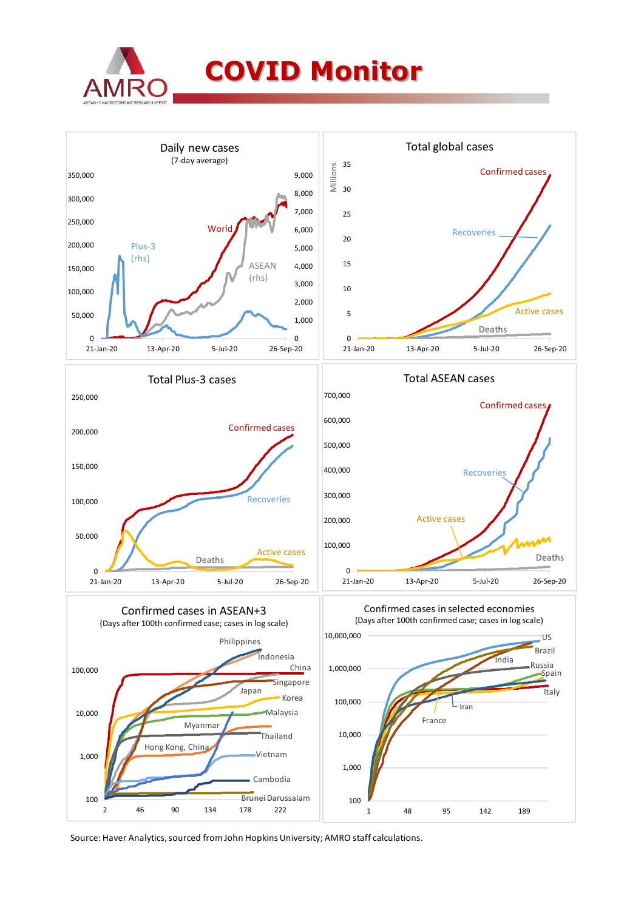# COVID Monitor

AMRO

ASEAN+3 MACROECONOMIC RESEARCH OFFICE

**Daily new cases**
(7-day average)

350,000
300,000
250,000
200,000
150,000
100,000
50,000
0

9,000
8,000
7,000
6,000
5,000
4,000
3,000
2,000
1,000
0

World

Plus-3 (rhs)

ASEAN (rhs)

21-Jan-20 13-Apr-20 5-Jul-20 26-Sep-20

**Total global cases**

Millions

35
30
25
20
15
10
5
0

Confirmed cases

Recoveries

Active cases

Deaths

21-Jan-20 13-Apr-20 5-Jul-20 26-Sep-20

**Total Plus-3 cases**

250,000
200,000
150,000
100,000
50,000
0

Confirmed cases

Recoveries

Active cases

Deaths

21-Jan-20 13-Apr-20 5-Jul-20 26-Sep-20

**Total ASEAN cases**

700,000
600,000
500,000
400,000
300,000
200,000
100,000
0

Confirmed cases

Recoveries

Active cases

Deaths

21-Jan-20 13-Apr-20 5-Jul-20 26-Sep-20

**Confirmed cases in ASEAN+3**
(Days after 100th confirmed case; cases in log scale)

100,000
10,000
1,000
100

Philippines
Indonesia
China
Singapore
Japan
Korea
Malaysia
Myanmar
Thailand
Hong Kong, China
Vietnam
Cambodia
Brunei Darussalam

2 46 90 134 178 222

**Confirmed cases in selected economies**
(Days after 100th confirmed case; cases in log scale)

10,000,000
1,000,000
100,000
10,000
1,000
100

US
Brazil
India
Russia
Spain
Italy
Iran
France

1 48 95 142 189

Source: Haver Analytics, sourced from John Hopkins University; AMRO staff calculations.